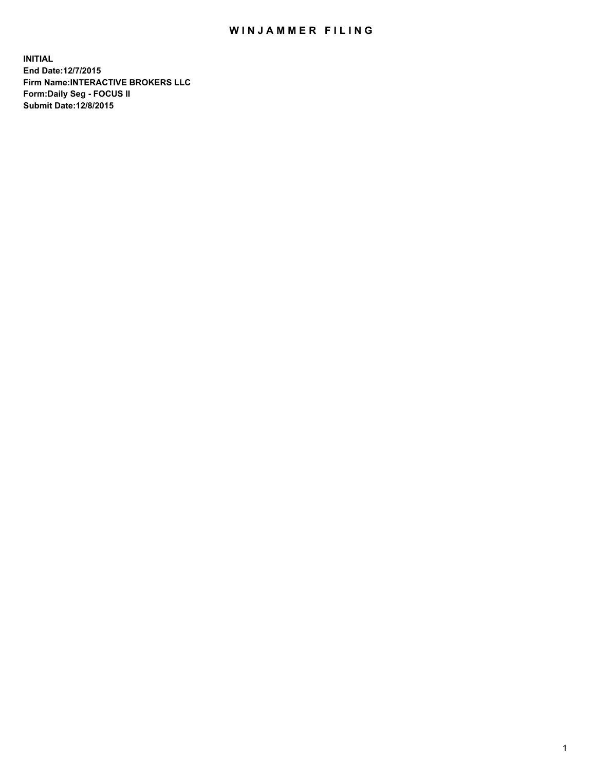# WINJAMMER FILING

**INITIAL**
**End Date:12/7/2015**
**Firm Name:INTERACTIVE BROKERS LLC**
**Form:Daily Seg - FOCUS II**
**Submit Date:12/8/2015**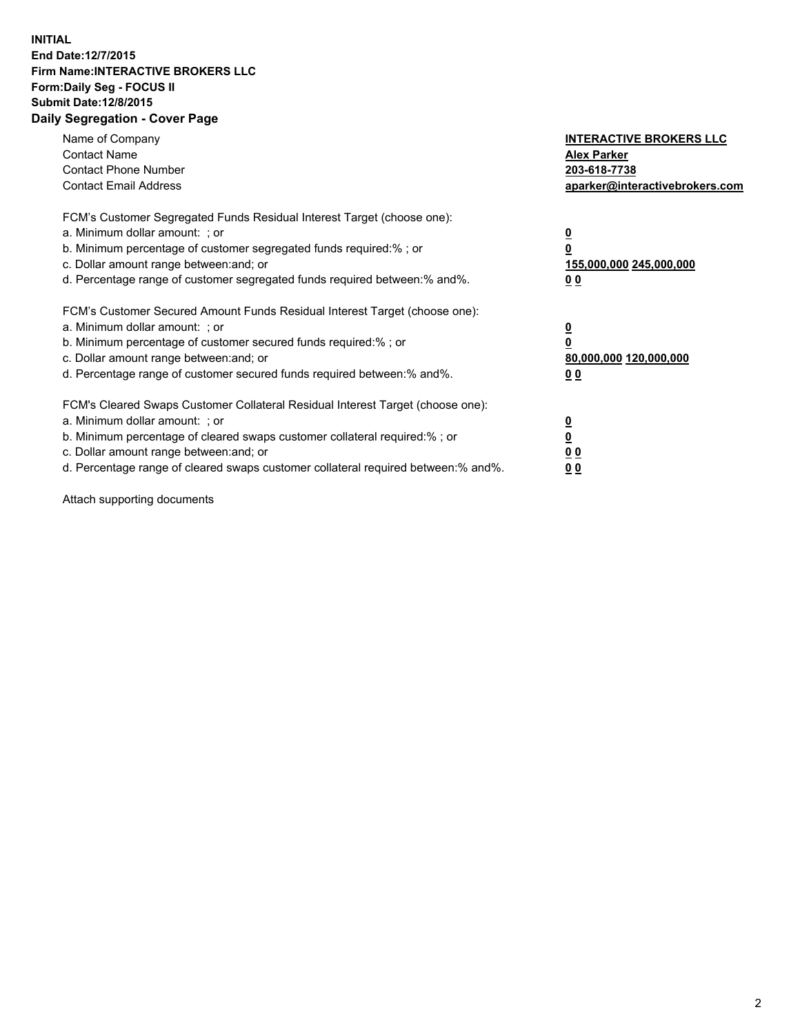**INITIAL**
**End Date:12/7/2015**
**Firm Name:INTERACTIVE BROKERS LLC**
**Form:Daily Seg - FOCUS II**
**Submit Date:12/8/2015**
**Daily Segregation - Cover Page**

| | |
|---|---|
| Name of Company | **INTERACTIVE BROKERS LLC** |
| Contact Name | **Alex Parker** |
| Contact Phone Number | **203-618-7738** |
| Contact Email Address | **aparker@interactivebrokers.com** |

FCM's Customer Segregated Funds Residual Interest Target (choose one):

| | |
|---|---|
| a. Minimum dollar amount: ; or | **0** |
| b. Minimum percentage of customer segregated funds required:% ; or | **0** |
| c. Dollar amount range between:and; or | **155,000,000 245,000,000** |
| d. Percentage range of customer segregated funds required between:% and%. | **0 0** |

FCM's Customer Secured Amount Funds Residual Interest Target (choose one):

| | |
|---|---|
| a. Minimum dollar amount: ; or | **0** |
| b. Minimum percentage of customer secured funds required:% ; or | **0** |
| c. Dollar amount range between:and; or | **80,000,000 120,000,000** |
| d. Percentage range of customer secured funds required between:% and%. | **0 0** |

FCM's Cleared Swaps Customer Collateral Residual Interest Target (choose one):

| | |
|---|---|
| a. Minimum dollar amount: ; or | **0** |
| b. Minimum percentage of cleared swaps customer collateral required:% ; or | **0** |
| c. Dollar amount range between:and; or | **0 0** |
| d. Percentage range of cleared swaps customer collateral required between:% and%. | **0 0** |

Attach supporting documents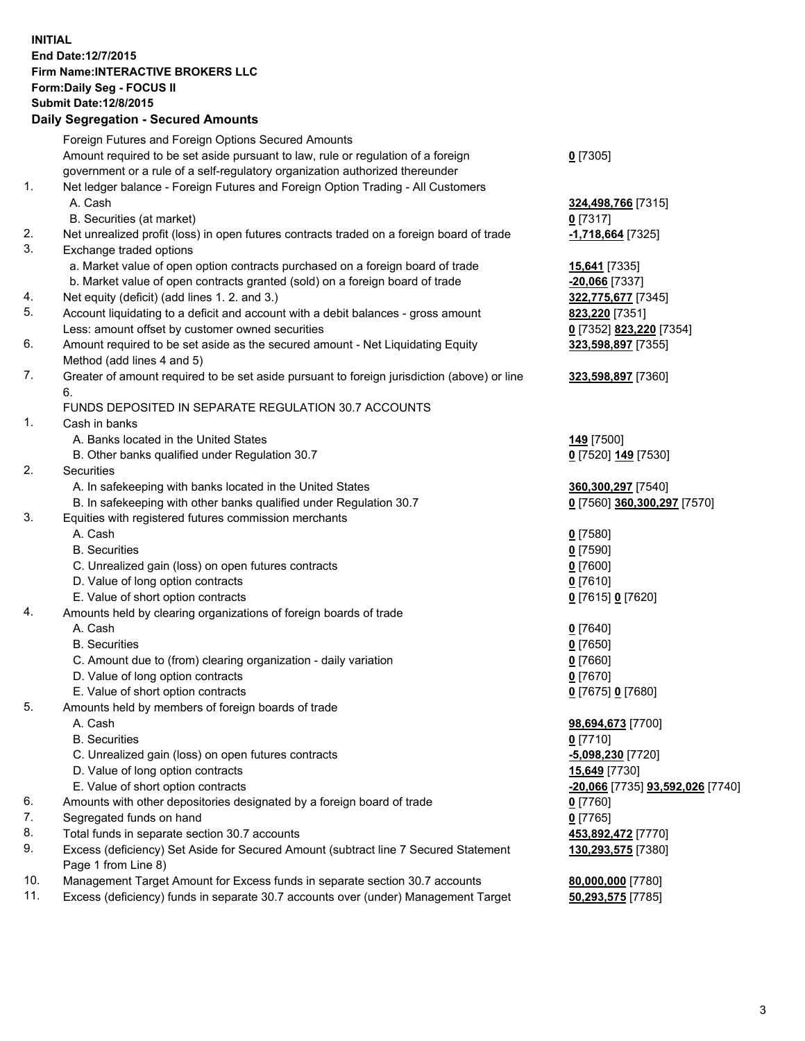**INITIAL**
**End Date:12/7/2015**
**Firm Name:INTERACTIVE BROKERS LLC**
**Form:Daily Seg - FOCUS II**
**Submit Date:12/8/2015**

## Daily Segregation - Secured Amounts

| | | |
|---|---|---|
| | Foreign Futures and Foreign Options Secured Amounts | |
| | Amount required to be set aside pursuant to law, rule or regulation of a foreign government or a rule of a self-regulatory organization authorized thereunder | **0** [7305] |
| 1. | Net ledger balance - Foreign Futures and Foreign Option Trading - All Customers | |
| | A. Cash | **324,498,766** [7315] |
| | B. Securities (at market) | **0** [7317] |
| 2. | Net unrealized profit (loss) in open futures contracts traded on a foreign board of trade | **-1,718,664** [7325] |
| 3. | Exchange traded options | |
| | a. Market value of open option contracts purchased on a foreign board of trade | **15,641** [7335] |
| | b. Market value of open contracts granted (sold) on a foreign board of trade | **-20,066** [7337] |
| 4. | Net equity (deficit) (add lines 1. 2. and 3.) | **322,775,677** [7345] |
| 5. | Account liquidating to a deficit and account with a debit balances - gross amount | **823,220** [7351] |
| | Less: amount offset by customer owned securities | **0** [7352] **823,220** [7354] |
| 6. | Amount required to be set aside as the secured amount - Net Liquidating Equity Method (add lines 4 and 5) | **323,598,897** [7355] |
| 7. | Greater of amount required to be set aside pursuant to foreign jurisdiction (above) or line 6. | **323,598,897** [7360] |
| | FUNDS DEPOSITED IN SEPARATE REGULATION 30.7 ACCOUNTS | |
| 1. | Cash in banks | |
| | A. Banks located in the United States | **149** [7500] |
| | B. Other banks qualified under Regulation 30.7 | **0** [7520] **149** [7530] |
| 2. | Securities | |
| | A. In safekeeping with banks located in the United States | **360,300,297** [7540] |
| | B. In safekeeping with other banks qualified under Regulation 30.7 | **0** [7560] **360,300,297** [7570] |
| 3. | Equities with registered futures commission merchants | |
| | A. Cash | **0** [7580] |
| | B. Securities | **0** [7590] |
| | C. Unrealized gain (loss) on open futures contracts | **0** [7600] |
| | D. Value of long option contracts | **0** [7610] |
| | E. Value of short option contracts | **0** [7615] **0** [7620] |
| 4. | Amounts held by clearing organizations of foreign boards of trade | |
| | A. Cash | **0** [7640] |
| | B. Securities | **0** [7650] |
| | C. Amount due to (from) clearing organization - daily variation | **0** [7660] |
| | D. Value of long option contracts | **0** [7670] |
| | E. Value of short option contracts | **0** [7675] **0** [7680] |
| 5. | Amounts held by members of foreign boards of trade | |
| | A. Cash | **98,694,673** [7700] |
| | B. Securities | **0** [7710] |
| | C. Unrealized gain (loss) on open futures contracts | **-5,098,230** [7720] |
| | D. Value of long option contracts | **15,649** [7730] |
| | E. Value of short option contracts | **-20,066** [7735] **93,592,026** [7740] |
| 6. | Amounts with other depositories designated by a foreign board of trade | **0** [7760] |
| 7. | Segregated funds on hand | **0** [7765] |
| 8. | Total funds in separate section 30.7 accounts | **453,892,472** [7770] |
| 9. | Excess (deficiency) Set Aside for Secured Amount (subtract line 7 Secured Statement Page 1 from Line 8) | **130,293,575** [7380] |
| 10. | Management Target Amount for Excess funds in separate section 30.7 accounts | **80,000,000** [7780] |
| 11. | Excess (deficiency) funds in separate 30.7 accounts over (under) Management Target | **50,293,575** [7785] |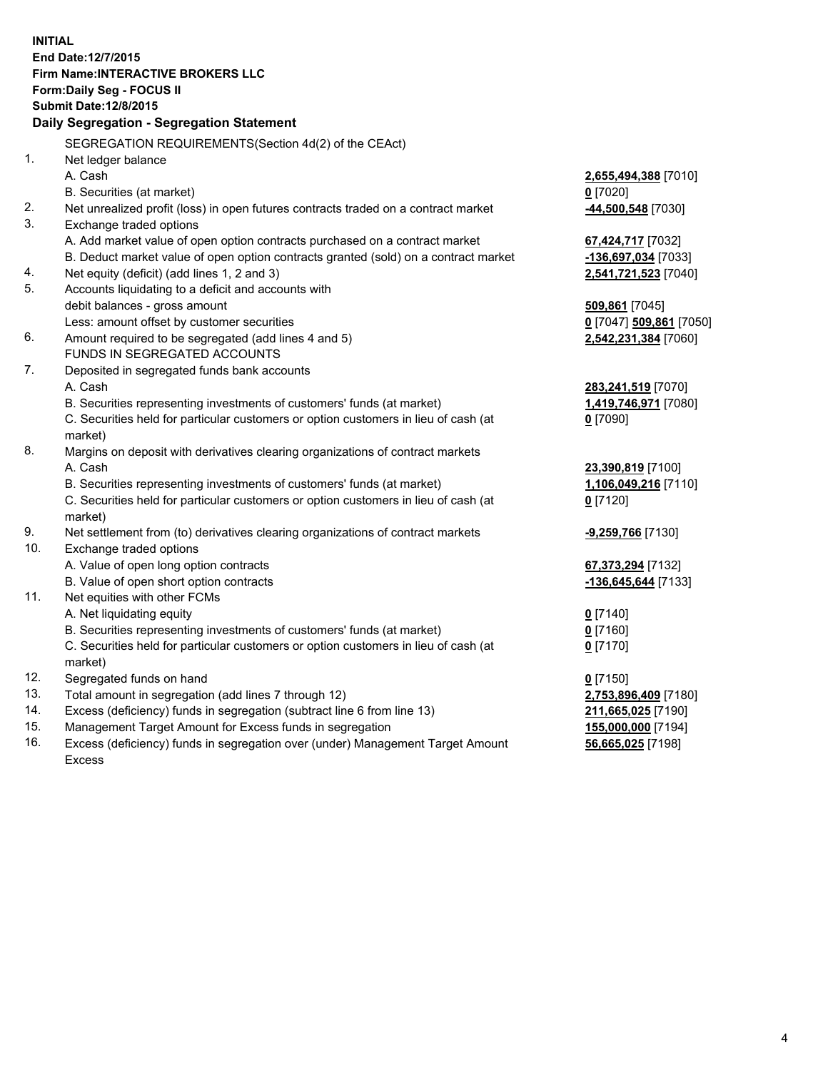**INITIAL**
**End Date:12/7/2015**
**Firm Name:INTERACTIVE BROKERS LLC**
**Form:Daily Seg - FOCUS II**
**Submit Date:12/8/2015**

**Daily Segregation - Segregation Statement**

| | | |
|---|---|---|
| | SEGREGATION REQUIREMENTS(Section 4d(2) of the CEAct) | |
| 1. | Net ledger balance | |
| | A. Cash | **2,655,494,388** [7010] |
| | B. Securities (at market) | **0** [7020] |
| 2. | Net unrealized profit (loss) in open futures contracts traded on a contract market | **-44,500,548** [7030] |
| 3. | Exchange traded options | |
| | A. Add market value of open option contracts purchased on a contract market | **67,424,717** [7032] |
| | B. Deduct market value of open option contracts granted (sold) on a contract market | **-136,697,034** [7033] |
| 4. | Net equity (deficit) (add lines 1, 2 and 3) | **2,541,721,523** [7040] |
| 5. | Accounts liquidating to a deficit and accounts with | |
| | debit balances - gross amount | **509,861** [7045] |
| | Less: amount offset by customer securities | **0** [7047] **509,861** [7050] |
| 6. | Amount required to be segregated (add lines 4 and 5) | **2,542,231,384** [7060] |
| | FUNDS IN SEGREGATED ACCOUNTS | |
| 7. | Deposited in segregated funds bank accounts | |
| | A. Cash | **283,241,519** [7070] |
| | B. Securities representing investments of customers' funds (at market) | **1,419,746,971** [7080] |
| | C. Securities held for particular customers or option customers in lieu of cash (at market) | **0** [7090] |
| 8. | Margins on deposit with derivatives clearing organizations of contract markets | |
| | A. Cash | **23,390,819** [7100] |
| | B. Securities representing investments of customers' funds (at market) | **1,106,049,216** [7110] |
| | C. Securities held for particular customers or option customers in lieu of cash (at market) | **0** [7120] |
| 9. | Net settlement from (to) derivatives clearing organizations of contract markets | **-9,259,766** [7130] |
| 10. | Exchange traded options | |
| | A. Value of open long option contracts | **67,373,294** [7132] |
| | B. Value of open short option contracts | **-136,645,644** [7133] |
| 11. | Net equities with other FCMs | |
| | A. Net liquidating equity | **0** [7140] |
| | B. Securities representing investments of customers' funds (at market) | **0** [7160] |
| | C. Securities held for particular customers or option customers in lieu of cash (at market) | **0** [7170] |
| 12. | Segregated funds on hand | **0** [7150] |
| 13. | Total amount in segregation (add lines 7 through 12) | **2,753,896,409** [7180] |
| 14. | Excess (deficiency) funds in segregation (subtract line 6 from line 13) | **211,665,025** [7190] |
| 15. | Management Target Amount for Excess funds in segregation | **155,000,000** [7194] |
| 16. | Excess (deficiency) funds in segregation over (under) Management Target Amount Excess | **56,665,025** [7198] |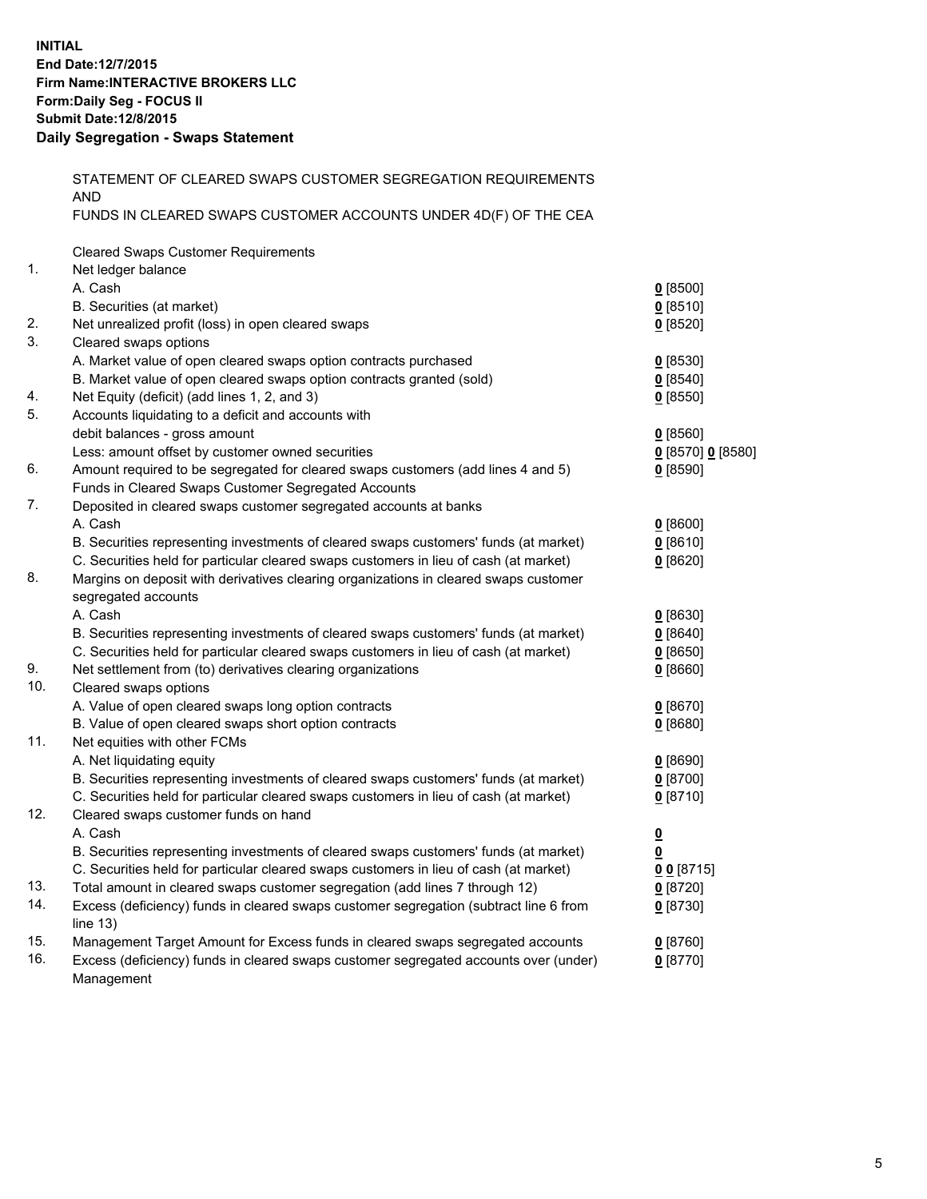**INITIAL**
**End Date:12/7/2015**
**Firm Name:INTERACTIVE BROKERS LLC**
**Form:Daily Seg - FOCUS II**
**Submit Date:12/8/2015**
**Daily Segregation - Swaps Statement**

STATEMENT OF CLEARED SWAPS CUSTOMER SEGREGATION REQUIREMENTS AND FUNDS IN CLEARED SWAPS CUSTOMER ACCOUNTS UNDER 4D(F) OF THE CEA

| | | |
|---|---|---|
| | Cleared Swaps Customer Requirements | |
| 1. | Net ledger balance | |
| | A. Cash | 0 [8500] |
| | B. Securities (at market) | 0 [8510] |
| 2. | Net unrealized profit (loss) in open cleared swaps | 0 [8520] |
| 3. | Cleared swaps options | |
| | A. Market value of open cleared swaps option contracts purchased | 0 [8530] |
| | B. Market value of open cleared swaps option contracts granted (sold) | 0 [8540] |
| 4. | Net Equity (deficit) (add lines 1, 2, and 3) | 0 [8550] |
| 5. | Accounts liquidating to a deficit and accounts with | |
| | debit balances - gross amount | 0 [8560] |
| | Less: amount offset by customer owned securities | 0 [8570] 0 [8580] |
| 6. | Amount required to be segregated for cleared swaps customers (add lines 4 and 5) | 0 [8590] |
| | Funds in Cleared Swaps Customer Segregated Accounts | |
| 7. | Deposited in cleared swaps customer segregated accounts at banks | |
| | A. Cash | 0 [8600] |
| | B. Securities representing investments of cleared swaps customers' funds (at market) | 0 [8610] |
| | C. Securities held for particular cleared swaps customers in lieu of cash (at market) | 0 [8620] |
| 8. | Margins on deposit with derivatives clearing organizations in cleared swaps customer segregated accounts | |
| | A. Cash | 0 [8630] |
| | B. Securities representing investments of cleared swaps customers' funds (at market) | 0 [8640] |
| | C. Securities held for particular cleared swaps customers in lieu of cash (at market) | 0 [8650] |
| 9. | Net settlement from (to) derivatives clearing organizations | 0 [8660] |
| 10. | Cleared swaps options | |
| | A. Value of open cleared swaps long option contracts | 0 [8670] |
| | B. Value of open cleared swaps short option contracts | 0 [8680] |
| 11. | Net equities with other FCMs | |
| | A. Net liquidating equity | 0 [8690] |
| | B. Securities representing investments of cleared swaps customers' funds (at market) | 0 [8700] |
| | C. Securities held for particular cleared swaps customers in lieu of cash (at market) | 0 [8710] |
| 12. | Cleared swaps customer funds on hand | |
| | A. Cash | 0 |
| | B. Securities representing investments of cleared swaps customers' funds (at market) | 0 |
| | C. Securities held for particular cleared swaps customers in lieu of cash (at market) | 0 0 [8715] |
| 13. | Total amount in cleared swaps customer segregation (add lines 7 through 12) | 0 [8720] |
| 14. | Excess (deficiency) funds in cleared swaps customer segregation (subtract line 6 from line 13) | 0 [8730] |
| 15. | Management Target Amount for Excess funds in cleared swaps segregated accounts | 0 [8760] |
| 16. | Excess (deficiency) funds in cleared swaps customer segregated accounts over (under) Management | 0 [8770] |